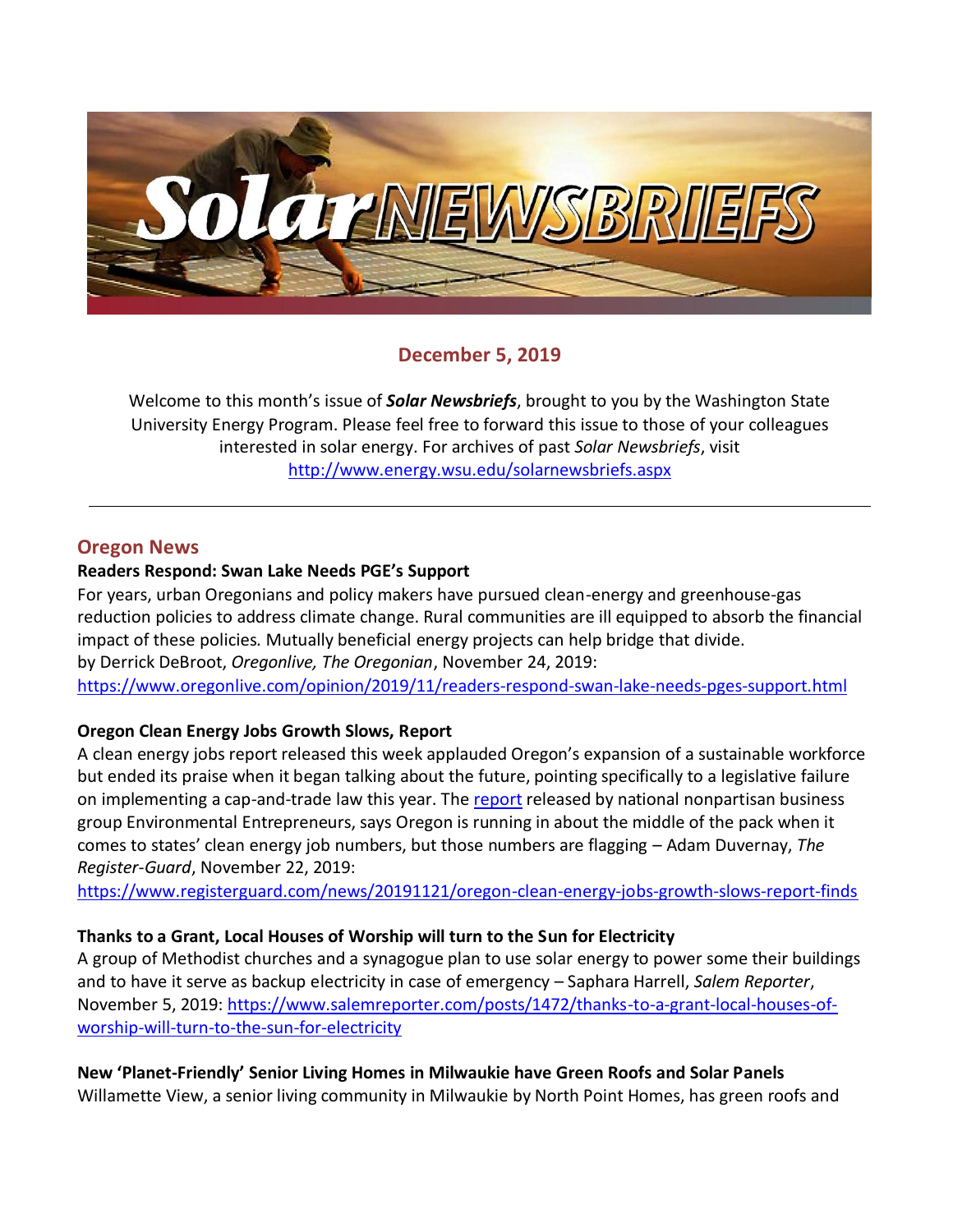**December 5, 2019**

Welcome to this month's issue of ***Solar Newsbriefs***, brought to you by the Washington State University Energy Program. Please feel free to forward this issue to those of your colleagues interested in solar energy. For archives of past *Solar Newsbriefs*, visit http://www.energy.wsu.edu/solarnewsbriefs.aspx

---

## Oregon News

**Readers Respond: Swan Lake Needs PGE's Support**

For years, urban Oregonians and policy makers have pursued clean-energy and greenhouse-gas reduction policies to address climate change. Rural communities are ill equipped to absorb the financial impact of these policies. Mutually beneficial energy projects can help bridge that divide.
by Derrick DeBroot, *Oregonlive, The Oregonian*, November 24, 2019:
https://www.oregonlive.com/opinion/2019/11/readers-respond-swan-lake-needs-pges-support.html

**Oregon Clean Energy Jobs Growth Slows, Report**

A clean energy jobs report released this week applauded Oregon's expansion of a sustainable workforce but ended its praise when it began talking about the future, pointing specifically to a legislative failure on implementing a cap-and-trade law this year. The report released by national nonpartisan business group Environmental Entrepreneurs, says Oregon is running in about the middle of the pack when it comes to states' clean energy job numbers, but those numbers are flagging – Adam Duvernay, *The Register-Guard*, November 22, 2019:
https://www.registerguard.com/news/20191121/oregon-clean-energy-jobs-growth-slows-report-finds

**Thanks to a Grant, Local Houses of Worship will turn to the Sun for Electricity**

A group of Methodist churches and a synagogue plan to use solar energy to power some their buildings and to have it serve as backup electricity in case of emergency – Saphara Harrell, *Salem Reporter*, November 5, 2019: https://www.salemreporter.com/posts/1472/thanks-to-a-grant-local-houses-of-worship-will-turn-to-the-sun-for-electricity

**New 'Planet-Friendly' Senior Living Homes in Milwaukie have Green Roofs and Solar Panels**

Willamette View, a senior living community in Milwaukie by North Point Homes, has green roofs and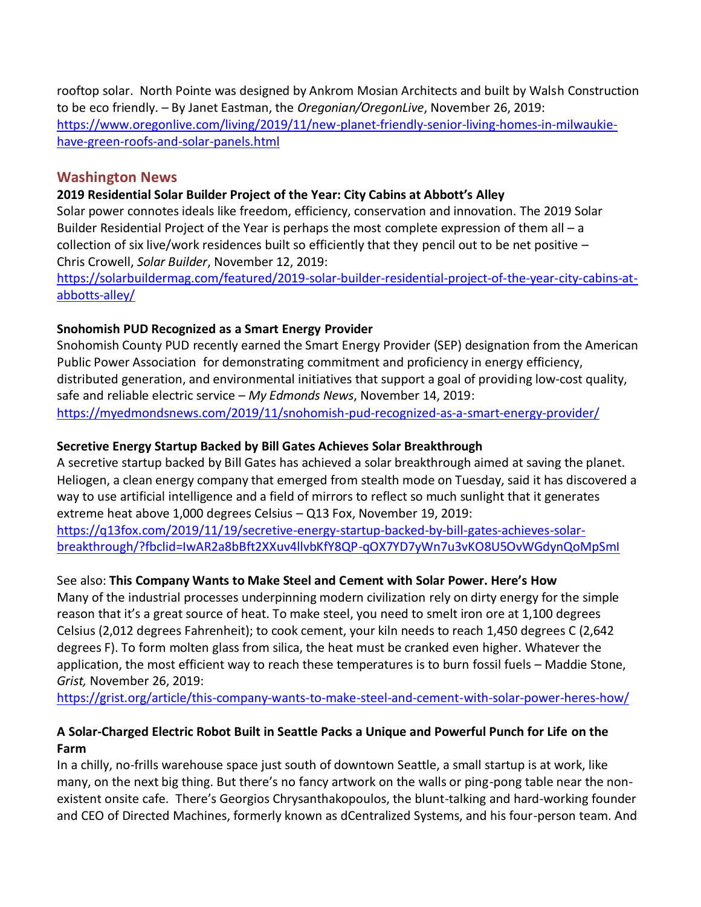rooftop solar. North Pointe was designed by Ankrom Mosian Architects and built by Walsh Construction to be eco friendly. – By Janet Eastman, the *Oregonian/OregonLive*, November 26, 2019: https://www.oregonlive.com/living/2019/11/new-planet-friendly-senior-living-homes-in-milwaukie-have-green-roofs-and-solar-panels.html

## Washington News

**2019 Residential Solar Builder Project of the Year: City Cabins at Abbott's Alley**

Solar power connotes ideals like freedom, efficiency, conservation and innovation. The 2019 Solar Builder Residential Project of the Year is perhaps the most complete expression of them all – a collection of six live/work residences built so efficiently that they pencil out to be net positive – Chris Crowell, *Solar Builder*, November 12, 2019: https://solarbuildermag.com/featured/2019-solar-builder-residential-project-of-the-year-city-cabins-at-abbotts-alley/

**Snohomish PUD Recognized as a Smart Energy Provider**

Snohomish County PUD recently earned the Smart Energy Provider (SEP) designation from the American Public Power Association for demonstrating commitment and proficiency in energy efficiency, distributed generation, and environmental initiatives that support a goal of providing low-cost quality, safe and reliable electric service – *My Edmonds News*, November 14, 2019: https://myedmondsnews.com/2019/11/snohomish-pud-recognized-as-a-smart-energy-provider/

**Secretive Energy Startup Backed by Bill Gates Achieves Solar Breakthrough**

A secretive startup backed by Bill Gates has achieved a solar breakthrough aimed at saving the planet. Heliogen, a clean energy company that emerged from stealth mode on Tuesday, said it has discovered a way to use artificial intelligence and a field of mirrors to reflect so much sunlight that it generates extreme heat above 1,000 degrees Celsius – Q13 Fox, November 19, 2019: https://q13fox.com/2019/11/19/secretive-energy-startup-backed-by-bill-gates-achieves-solar-breakthrough/?fbclid=IwAR2a8bBft2XXuv4llvbKfY8QP-qOX7YD7yWn7u3vKO8U5OvWGdynQoMpSmI

See also: **This Company Wants to Make Steel and Cement with Solar Power. Here's How**

Many of the industrial processes underpinning modern civilization rely on dirty energy for the simple reason that it's a great source of heat. To make steel, you need to smelt iron ore at 1,100 degrees Celsius (2,012 degrees Fahrenheit); to cook cement, your kiln needs to reach 1,450 degrees C (2,642 degrees F). To form molten glass from silica, the heat must be cranked even higher. Whatever the application, the most efficient way to reach these temperatures is to burn fossil fuels – Maddie Stone, *Grist,* November 26, 2019: https://grist.org/article/this-company-wants-to-make-steel-and-cement-with-solar-power-heres-how/

**A Solar-Charged Electric Robot Built in Seattle Packs a Unique and Powerful Punch for Life on the Farm**

In a chilly, no-frills warehouse space just south of downtown Seattle, a small startup is at work, like many, on the next big thing. But there's no fancy artwork on the walls or ping-pong table near the non-existent onsite cafe. There's Georgios Chrysanthakopoulos, the blunt-talking and hard-working founder and CEO of Directed Machines, formerly known as dCentralized Systems, and his four-person team. And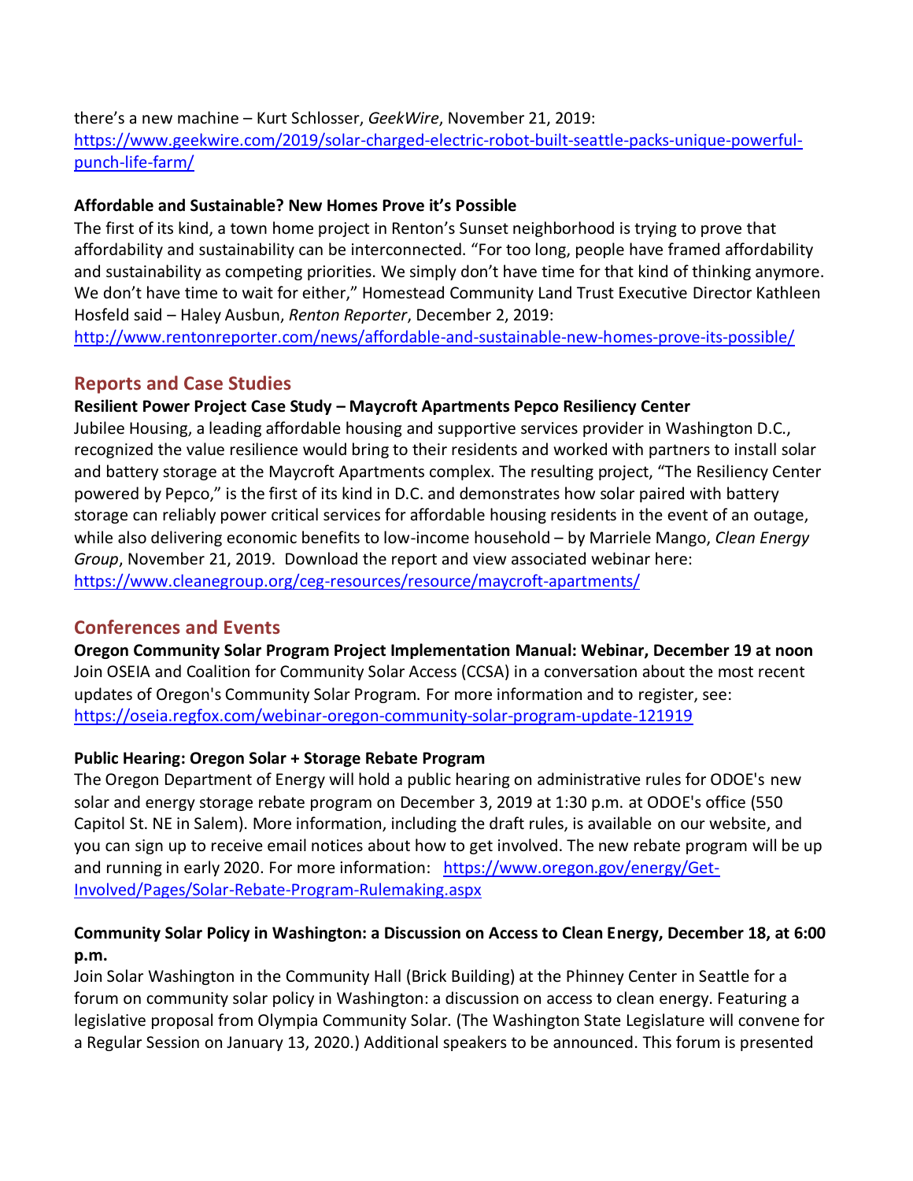there's a new machine – Kurt Schlosser, *GeekWire*, November 21, 2019: https://www.geekwire.com/2019/solar-charged-electric-robot-built-seattle-packs-unique-powerful-punch-life-farm/

**Affordable and Sustainable? New Homes Prove it's Possible**

The first of its kind, a town home project in Renton's Sunset neighborhood is trying to prove that affordability and sustainability can be interconnected. "For too long, people have framed affordability and sustainability as competing priorities. We simply don't have time for that kind of thinking anymore. We don't have time to wait for either," Homestead Community Land Trust Executive Director Kathleen Hosfeld said – Haley Ausbun, *Renton Reporter*, December 2, 2019: http://www.rentonreporter.com/news/affordable-and-sustainable-new-homes-prove-its-possible/

## Reports and Case Studies

**Resilient Power Project Case Study – Maycroft Apartments Pepco Resiliency Center**

Jubilee Housing, a leading affordable housing and supportive services provider in Washington D.C., recognized the value resilience would bring to their residents and worked with partners to install solar and battery storage at the Maycroft Apartments complex. The resulting project, "The Resiliency Center powered by Pepco," is the first of its kind in D.C. and demonstrates how solar paired with battery storage can reliably power critical services for affordable housing residents in the event of an outage, while also delivering economic benefits to low-income household – by Marriele Mango, *Clean Energy Group*, November 21, 2019. Download the report and view associated webinar here: https://www.cleanegroup.org/ceg-resources/resource/maycroft-apartments/

## Conferences and Events

**Oregon Community Solar Program Project Implementation Manual: Webinar, December 19 at noon**

Join OSEIA and Coalition for Community Solar Access (CCSA) in a conversation about the most recent updates of Oregon's Community Solar Program. For more information and to register, see: https://oseia.regfox.com/webinar-oregon-community-solar-program-update-121919

**Public Hearing: Oregon Solar + Storage Rebate Program**

The Oregon Department of Energy will hold a public hearing on administrative rules for ODOE's new solar and energy storage rebate program on December 3, 2019 at 1:30 p.m. at ODOE's office (550 Capitol St. NE in Salem). More information, including the draft rules, is available on our website, and you can sign up to receive email notices about how to get involved. The new rebate program will be up and running in early 2020. For more information: https://www.oregon.gov/energy/Get-Involved/Pages/Solar-Rebate-Program-Rulemaking.aspx

**Community Solar Policy in Washington: a Discussion on Access to Clean Energy, December 18, at 6:00 p.m.**

Join Solar Washington in the Community Hall (Brick Building) at the Phinney Center in Seattle for a forum on community solar policy in Washington: a discussion on access to clean energy. Featuring a legislative proposal from Olympia Community Solar. (The Washington State Legislature will convene for a Regular Session on January 13, 2020.) Additional speakers to be announced. This forum is presented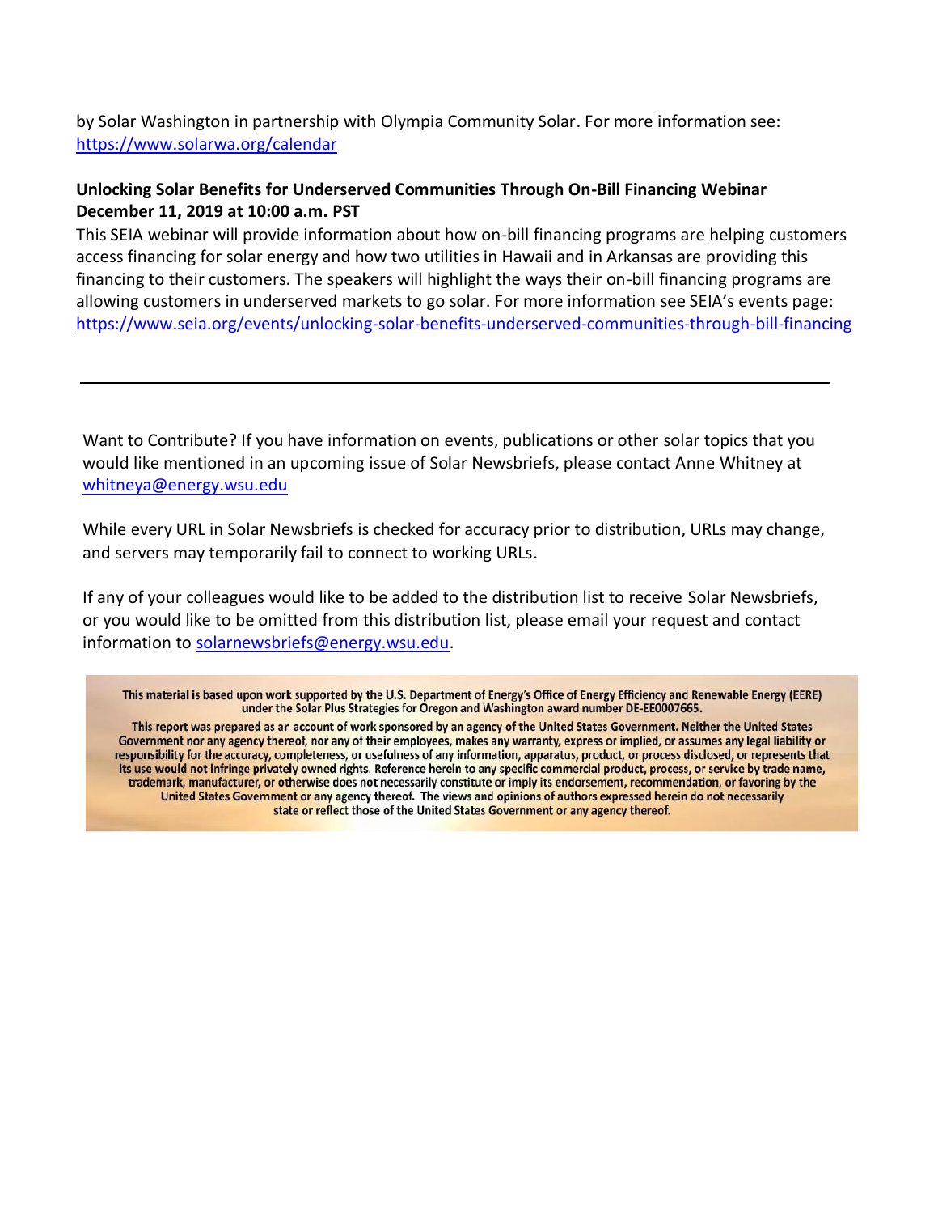by Solar Washington in partnership with Olympia Community Solar. For more information see: https://www.solarwa.org/calendar

**Unlocking Solar Benefits for Underserved Communities Through On-Bill Financing Webinar**
**December 11, 2019 at 10:00 a.m. PST**

This SEIA webinar will provide information about how on-bill financing programs are helping customers access financing for solar energy and how two utilities in Hawaii and in Arkansas are providing this financing to their customers. The speakers will highlight the ways their on-bill financing programs are allowing customers in underserved markets to go solar. For more information see SEIA's events page: https://www.seia.org/events/unlocking-solar-benefits-underserved-communities-through-bill-financing

---

Want to Contribute? If you have information on events, publications or other solar topics that you would like mentioned in an upcoming issue of Solar Newsbriefs, please contact Anne Whitney at whitneya@energy.wsu.edu

While every URL in Solar Newsbriefs is checked for accuracy prior to distribution, URLs may change, and servers may temporarily fail to connect to working URLs.

If any of your colleagues would like to be added to the distribution list to receive Solar Newsbriefs, or you would like to be omitted from this distribution list, please email your request and contact information to solarnewsbriefs@energy.wsu.edu.

**This material is based upon work supported by the U.S. Department of Energy's Office of Energy Efficiency and Renewable Energy (EERE) under the Solar Plus Strategies for Oregon and Washington award number DE-EE0007665.**

**This report was prepared as an account of work sponsored by an agency of the United States Government. Neither the United States Government nor any agency thereof, nor any of their employees, makes any warranty, express or implied, or assumes any legal liability or responsibility for the accuracy, completeness, or usefulness of any information, apparatus, product, or process disclosed, or represents that its use would not infringe privately owned rights. Reference herein to any specific commercial product, process, or service by trade name, trademark, manufacturer, or otherwise does not necessarily constitute or imply its endorsement, recommendation, or favoring by the United States Government or any agency thereof. The views and opinions of authors expressed herein do not necessarily state or reflect those of the United States Government or any agency thereof.**